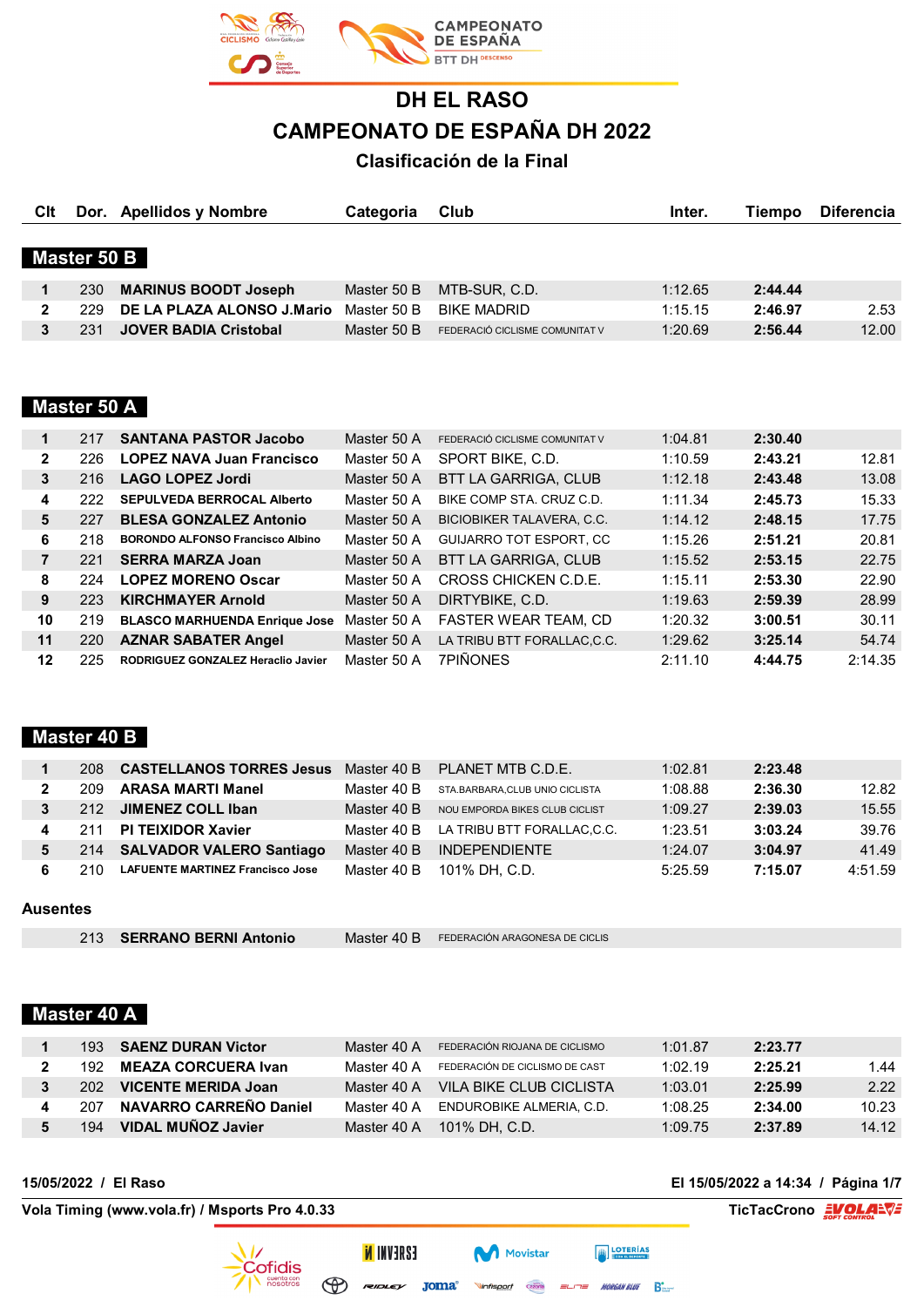# DH EL RASO

# CAMPEONATO DE ESPAÑA DH 2022

## Clasificación de la Final

### Master 50 B

| Clt | Dor. | Apellidos y Nombre | Categoria | Club | Inter. | Tiempo | Diferencia |
|---|---|---|---|---|---|---|---|
| 1 | 230 | **MARINUS BOODT Joseph** | Master 50 B | MTB-SUR, C.D. | 1:12.65 | **2:44.44** | |
| 2 | 229 | **DE LA PLAZA ALONSO J.Mario** | Master 50 B | BIKE MADRID | 1:15.15 | **2:46.97** | 2.53 |
| 3 | 231 | **JOVER BADIA Cristobal** | Master 50 B | FEDERACIÓ CICLISME COMUNITAT V | 1:20.69 | **2:56.44** | 12.00 |

### Master 50 A

| Clt | Dor. | Apellidos y Nombre | Categoria | Club | Inter. | Tiempo | Diferencia |
|---|---|---|---|---|---|---|---|
| 1 | 217 | **SANTANA PASTOR Jacobo** | Master 50 A | FEDERACIÓ CICLISME COMUNITAT V | 1:04.81 | **2:30.40** | |
| 2 | 226 | **LOPEZ NAVA Juan Francisco** | Master 50 A | SPORT BIKE, C.D. | 1:10.59 | **2:43.21** | 12.81 |
| 3 | 216 | **LAGO LOPEZ Jordi** | Master 50 A | BTT LA GARRIGA, CLUB | 1:12.18 | **2:43.48** | 13.08 |
| 4 | 222 | **SEPULVEDA BERROCAL Alberto** | Master 50 A | BIKE COMP STA. CRUZ C.D. | 1:11.34 | **2:45.73** | 15.33 |
| 5 | 227 | **BLESA GONZALEZ Antonio** | Master 50 A | BICIOBIKER TALAVERA, C.C. | 1:14.12 | **2:48.15** | 17.75 |
| 6 | 218 | **BORONDO ALFONSO Francisco Albino** | Master 50 A | GUIJARRO TOT ESPORT, CC | 1:15.26 | **2:51.21** | 20.81 |
| 7 | 221 | **SERRA MARZA Joan** | Master 50 A | BTT LA GARRIGA, CLUB | 1:15.52 | **2:53.15** | 22.75 |
| 8 | 224 | **LOPEZ MORENO Oscar** | Master 50 A | CROSS CHICKEN C.D.E. | 1:15.11 | **2:53.30** | 22.90 |
| 9 | 223 | **KIRCHMAYER Arnold** | Master 50 A | DIRTYBIKE, C.D. | 1:19.63 | **2:59.39** | 28.99 |
| 10 | 219 | **BLASCO MARHUENDA Enrique Jose** | Master 50 A | FASTER WEAR TEAM, CD | 1:20.32 | **3:00.51** | 30.11 |
| 11 | 220 | **AZNAR SABATER Angel** | Master 50 A | LA TRIBU BTT FORALLAC,C.C. | 1:29.62 | **3:25.14** | 54.74 |
| 12 | 225 | **RODRIGUEZ GONZALEZ Heraclio Javier** | Master 50 A | 7PIÑONES | 2:11.10 | **4:44.75** | 2:14.35 |

### Master 40 B

| Clt | Dor. | Apellidos y Nombre | Categoria | Club | Inter. | Tiempo | Diferencia |
|---|---|---|---|---|---|---|---|
| 1 | 208 | **CASTELLANOS TORRES Jesus** | Master 40 B | PLANET MTB C.D.E. | 1:02.81 | **2:23.48** | |
| 2 | 209 | **ARASA MARTI Manel** | Master 40 B | STA.BARBARA,CLUB UNIO CICLISTA | 1:08.88 | **2:36.30** | 12.82 |
| 3 | 212 | **JIMENEZ COLL Iban** | Master 40 B | NOU EMPORDA BIKES CLUB CICLIST | 1:09.27 | **2:39.03** | 15.55 |
| 4 | 211 | **PI TEIXIDOR Xavier** | Master 40 B | LA TRIBU BTT FORALLAC,C.C. | 1:23.51 | **3:03.24** | 39.76 |
| 5 | 214 | **SALVADOR VALERO Santiago** | Master 40 B | INDEPENDIENTE | 1:24.07 | **3:04.97** | 41.49 |
| 6 | 210 | **LAFUENTE MARTINEZ Francisco Jose** | Master 40 B | 101% DH, C.D. | 5:25.59 | **7:15.07** | 4:51.59 |

**Ausentes**

| Clt | Dor. | Apellidos y Nombre | Categoria | Club | Inter. | Tiempo | Diferencia |
|---|---|---|---|---|---|---|---|
| | 213 | **SERRANO BERNI Antonio** | Master 40 B | FEDERACIÓN ARAGONESA DE CICLIS | | | |

### Master 40 A

| Clt | Dor. | Apellidos y Nombre | Categoria | Club | Inter. | Tiempo | Diferencia |
|---|---|---|---|---|---|---|---|
| 1 | 193 | **SAENZ DURAN Victor** | Master 40 A | FEDERACIÓN RIOJANA DE CICLISMO | 1:01.87 | **2:23.77** | |
| 2 | 192 | **MEAZA CORCUERA Ivan** | Master 40 A | FEDERACIÓN DE CICLISMO DE CAST | 1:02.19 | **2:25.21** | 1.44 |
| 3 | 202 | **VICENTE MERIDA Joan** | Master 40 A | VILA BIKE CLUB CICLISTA | 1:03.01 | **2:25.99** | 2.22 |
| 4 | 207 | **NAVARRO CARREÑO Daniel** | Master 40 A | ENDUROBIKE ALMERIA, C.D. | 1:08.25 | **2:34.00** | 10.23 |
| 5 | 194 | **VIDAL MUÑOZ Javier** | Master 40 A | 101% DH, C.D. | 1:09.75 | **2:37.89** | 14.12 |

**15/05/2022 / El Raso** — El 15/05/2022 a 14:34

Vola Timing (www.vola.fr) / Msports Pro 4.0.33 — TicTacCrono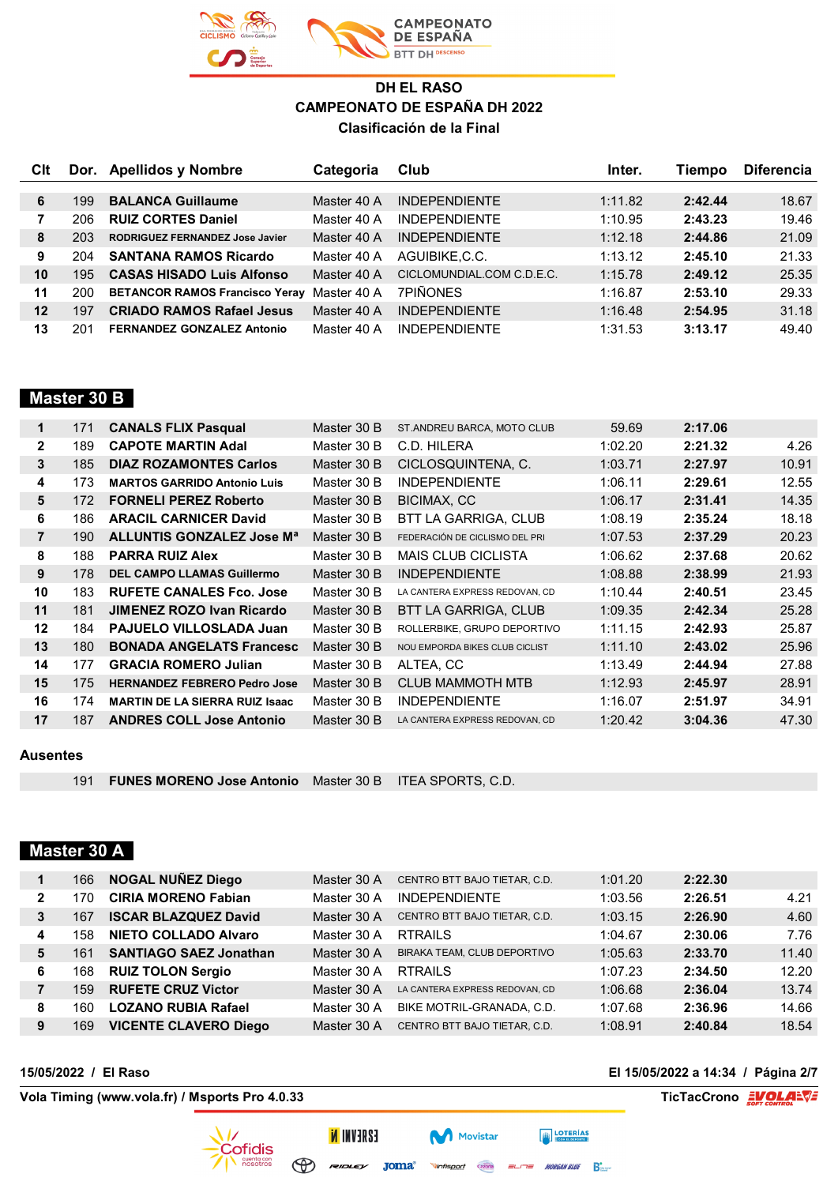### DH EL RASO
### CAMPEONATO DE ESPAÑA DH 2022
### Clasificación de la Final

| Clt | Dor. | Apellidos y Nombre | Categoria | Club | Inter. | Tiempo | Diferencia |
|---|---|---|---|---|---|---|---|
| 6 | 199 | **BALANCA Guillaume** | Master 40 A | INDEPENDIENTE | 1:11.82 | **2:42.44** | 18.67 |
| 7 | 206 | **RUIZ CORTES Daniel** | Master 40 A | INDEPENDIENTE | 1:10.95 | **2:43.23** | 19.46 |
| 8 | 203 | **RODRIGUEZ FERNANDEZ Jose Javier** | Master 40 A | INDEPENDIENTE | 1:12.18 | **2:44.86** | 21.09 |
| 9 | 204 | **SANTANA RAMOS Ricardo** | Master 40 A | AGUIBIKE,C.C. | 1:13.12 | **2:45.10** | 21.33 |
| 10 | 195 | **CASAS HISADO Luis Alfonso** | Master 40 A | CICLOMUNDIAL.COM C.D.E.C. | 1:15.78 | **2:49.12** | 25.35 |
| 11 | 200 | **BETANCOR RAMOS Francisco Yeray** | Master 40 A | 7PIÑONES | 1:16.87 | **2:53.10** | 29.33 |
| 12 | 197 | **CRIADO RAMOS Rafael Jesus** | Master 40 A | INDEPENDIENTE | 1:16.48 | **2:54.95** | 31.18 |
| 13 | 201 | **FERNANDEZ GONZALEZ Antonio** | Master 40 A | INDEPENDIENTE | 1:31.53 | **3:13.17** | 49.40 |

## Master 30 B

| Clt | Dor. | Apellidos y Nombre | Categoria | Club | Inter. | Tiempo | Diferencia |
|---|---|---|---|---|---|---|---|
| 1 | 171 | **CANALS FLIX Pasqual** | Master 30 B | ST.ANDREU BARCA, MOTO CLUB | 59.69 | **2:17.06** | |
| 2 | 189 | **CAPOTE MARTIN Adal** | Master 30 B | C.D. HILERA | 1:02.20 | **2:21.32** | 4.26 |
| 3 | 185 | **DIAZ ROZAMONTES Carlos** | Master 30 B | CICLOSQUINTENA, C. | 1:03.71 | **2:27.97** | 10.91 |
| 4 | 173 | **MARTOS GARRIDO Antonio Luis** | Master 30 B | INDEPENDIENTE | 1:06.11 | **2:29.61** | 12.55 |
| 5 | 172 | **FORNELI PEREZ Roberto** | Master 30 B | BICIMAX, CC | 1:06.17 | **2:31.41** | 14.35 |
| 6 | 186 | **ARACIL CARNICER David** | Master 30 B | BTT LA GARRIGA, CLUB | 1:08.19 | **2:35.24** | 18.18 |
| 7 | 190 | **ALLUNTIS GONZALEZ Jose Mª** | Master 30 B | FEDERACIÓN DE CICLISMO DEL PRI | 1:07.53 | **2:37.29** | 20.23 |
| 8 | 188 | **PARRA RUIZ Alex** | Master 30 B | MAIS CLUB CICLISTA | 1:06.62 | **2:37.68** | 20.62 |
| 9 | 178 | **DEL CAMPO LLAMAS Guillermo** | Master 30 B | INDEPENDIENTE | 1:08.88 | **2:38.99** | 21.93 |
| 10 | 183 | **RUFETE CANALES Fco. Jose** | Master 30 B | LA CANTERA EXPRESS REDOVAN, CD | 1:10.44 | **2:40.51** | 23.45 |
| 11 | 181 | **JIMENEZ ROZO Ivan Ricardo** | Master 30 B | BTT LA GARRIGA, CLUB | 1:09.35 | **2:42.34** | 25.28 |
| 12 | 184 | **PAJUELO VILLOSLADA Juan** | Master 30 B | ROLLERBIKE, GRUPO DEPORTIVO | 1:11.15 | **2:42.93** | 25.87 |
| 13 | 180 | **BONADA ANGELATS Francesc** | Master 30 B | NOU EMPORDA BIKES CLUB CICLIST | 1:11.10 | **2:43.02** | 25.96 |
| 14 | 177 | **GRACIA ROMERO Julian** | Master 30 B | ALTEA, CC | 1:13.49 | **2:44.94** | 27.88 |
| 15 | 175 | **HERNANDEZ FEBRERO Pedro Jose** | Master 30 B | CLUB MAMMOTH MTB | 1:12.93 | **2:45.97** | 28.91 |
| 16 | 174 | **MARTIN DE LA SIERRA RUIZ Isaac** | Master 30 B | INDEPENDIENTE | 1:16.07 | **2:51.97** | 34.91 |
| 17 | 187 | **ANDRES COLL Jose Antonio** | Master 30 B | LA CANTERA EXPRESS REDOVAN, CD | 1:20.42 | **3:04.36** | 47.30 |

**Ausentes**

| Clt | Dor. | Apellidos y Nombre | Categoria | Club |
|---|---|---|---|---|
| | 191 | **FUNES MORENO Jose Antonio** | Master 30 B | ITEA SPORTS, C.D. |

## Master 30 A

| Clt | Dor. | Apellidos y Nombre | Categoria | Club | Inter. | Tiempo | Diferencia |
|---|---|---|---|---|---|---|---|
| 1 | 166 | **NOGAL NUÑEZ Diego** | Master 30 A | CENTRO BTT BAJO TIETAR, C.D. | 1:01.20 | **2:22.30** | |
| 2 | 170 | **CIRIA MORENO Fabian** | Master 30 A | INDEPENDIENTE | 1:03.56 | **2:26.51** | 4.21 |
| 3 | 167 | **ISCAR BLAZQUEZ David** | Master 30 A | CENTRO BTT BAJO TIETAR, C.D. | 1:03.15 | **2:26.90** | 4.60 |
| 4 | 158 | **NIETO COLLADO Alvaro** | Master 30 A | RTRAILS | 1:04.67 | **2:30.06** | 7.76 |
| 5 | 161 | **SANTIAGO SAEZ Jonathan** | Master 30 A | BIRAKA TEAM, CLUB DEPORTIVO | 1:05.63 | **2:33.70** | 11.40 |
| 6 | 168 | **RUIZ TOLON Sergio** | Master 30 A | RTRAILS | 1:07.23 | **2:34.50** | 12.20 |
| 7 | 159 | **RUFETE CRUZ Victor** | Master 30 A | LA CANTERA EXPRESS REDOVAN, CD | 1:06.68 | **2:36.04** | 13.74 |
| 8 | 160 | **LOZANO RUBIA Rafael** | Master 30 A | BIKE MOTRIL-GRANADA, C.D. | 1:07.68 | **2:36.96** | 14.66 |
| 9 | 169 | **VICENTE CLAVERO Diego** | Master 30 A | CENTRO BTT BAJO TIETAR, C.D. | 1:08.91 | **2:40.84** | 18.54 |

**15/05/2022 / El Raso** — **El 15/05/2022 a 14:34**

**Vola Timing (www.vola.fr) / Msports Pro 4.0.33** — **TicTacCrono**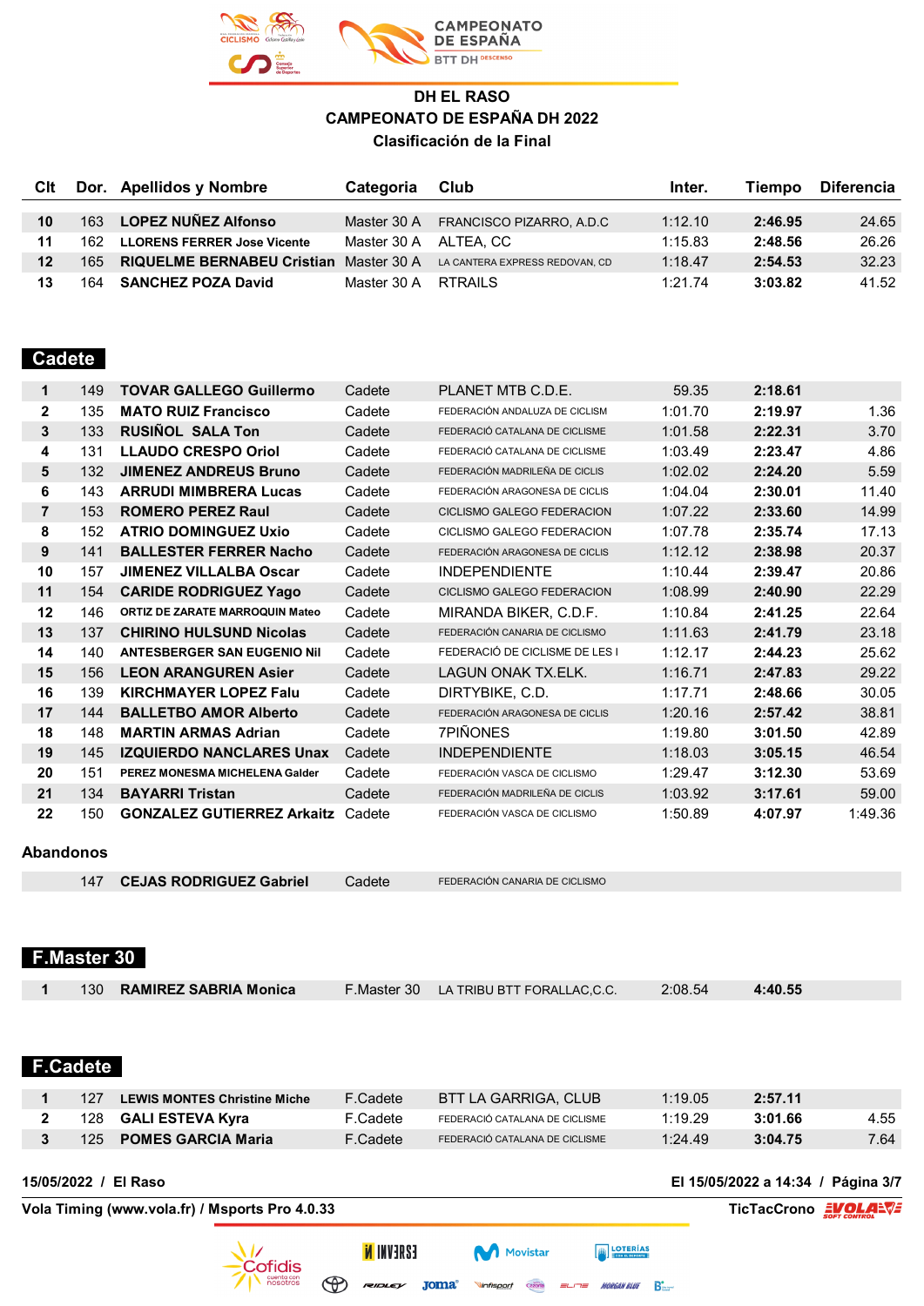## DH EL RASO
## CAMPEONATO DE ESPAÑA DH 2022
## Clasificación de la Final

| Clt | Dor. | Apellidos y Nombre | Categoria | Club | Inter. | Tiempo | Diferencia |
|---|---|---|---|---|---|---|---|
| 10 | 163 | **LOPEZ NUÑEZ Alfonso** | Master 30 A | FRANCISCO PIZARRO, A.D.C | 1:12.10 | **2:46.95** | 24.65 |
| 11 | 162 | **LLORENS FERRER Jose Vicente** | Master 30 A | ALTEA, CC | 1:15.83 | **2:48.56** | 26.26 |
| 12 | 165 | **RIQUELME BERNABEU Cristian** | Master 30 A | LA CANTERA EXPRESS REDOVAN, CD | 1:18.47 | **2:54.53** | 32.23 |
| 13 | 164 | **SANCHEZ POZA David** | Master 30 A | RTRAILS | 1:21.74 | **3:03.82** | 41.52 |

## Cadete

| Clt | Dor. | Apellidos y Nombre | Categoria | Club | Inter. | Tiempo | Diferencia |
|---|---|---|---|---|---|---|---|
| 1 | 149 | **TOVAR GALLEGO Guillermo** | Cadete | PLANET MTB C.D.E. | 59.35 | **2:18.61** | |
| 2 | 135 | **MATO RUIZ Francisco** | Cadete | FEDERACIÓN ANDALUZA DE CICLISM | 1:01.70 | **2:19.97** | 1.36 |
| 3 | 133 | **RUSIÑOL SALA Ton** | Cadete | FEDERACIÓ CATALANA DE CICLISME | 1:01.58 | **2:22.31** | 3.70 |
| 4 | 131 | **LLAUDO CRESPO Oriol** | Cadete | FEDERACIÓ CATALANA DE CICLISME | 1:03.49 | **2:23.47** | 4.86 |
| 5 | 132 | **JIMENEZ ANDREUS Bruno** | Cadete | FEDERACIÓN MADRILEÑA DE CICLIS | 1:02.02 | **2:24.20** | 5.59 |
| 6 | 143 | **ARRUDI MIMBRERA Lucas** | Cadete | FEDERACIÓN ARAGONESA DE CICLIS | 1:04.04 | **2:30.01** | 11.40 |
| 7 | 153 | **ROMERO PEREZ Raul** | Cadete | CICLISMO GALEGO FEDERACION | 1:07.22 | **2:33.60** | 14.99 |
| 8 | 152 | **ATRIO DOMINGUEZ Uxio** | Cadete | CICLISMO GALEGO FEDERACION | 1:07.78 | **2:35.74** | 17.13 |
| 9 | 141 | **BALLESTER FERRER Nacho** | Cadete | FEDERACIÓN ARAGONESA DE CICLIS | 1:12.12 | **2:38.98** | 20.37 |
| 10 | 157 | **JIMENEZ VILLALBA Oscar** | Cadete | INDEPENDIENTE | 1:10.44 | **2:39.47** | 20.86 |
| 11 | 154 | **CARIDE RODRIGUEZ Yago** | Cadete | CICLISMO GALEGO FEDERACION | 1:08.99 | **2:40.90** | 22.29 |
| 12 | 146 | **ORTIZ DE ZARATE MARROQUIN Mateo** | Cadete | MIRANDA BIKER, C.D.F. | 1:10.84 | **2:41.25** | 22.64 |
| 13 | 137 | **CHIRINO HULSUND Nicolas** | Cadete | FEDERACIÓN CANARIA DE CICLISMO | 1:11.63 | **2:41.79** | 23.18 |
| 14 | 140 | **ANTESBERGER SAN EUGENIO Nil** | Cadete | FEDERACIÓ DE CICLISME DE LES I | 1:12.17 | **2:44.23** | 25.62 |
| 15 | 156 | **LEON ARANGUREN Asier** | Cadete | LAGUN ONAK TX.ELK. | 1:16.71 | **2:47.83** | 29.22 |
| 16 | 139 | **KIRCHMAYER LOPEZ Falu** | Cadete | DIRTYBIKE, C.D. | 1:17.71 | **2:48.66** | 30.05 |
| 17 | 144 | **BALLETBO AMOR Alberto** | Cadete | FEDERACIÓN ARAGONESA DE CICLIS | 1:20.16 | **2:57.42** | 38.81 |
| 18 | 148 | **MARTIN ARMAS Adrian** | Cadete | 7PIÑONES | 1:19.80 | **3:01.50** | 42.89 |
| 19 | 145 | **IZQUIERDO NANCLARES Unax** | Cadete | INDEPENDIENTE | 1:18.03 | **3:05.15** | 46.54 |
| 20 | 151 | **PEREZ MONESMA MICHELENA Galder** | Cadete | FEDERACIÓN VASCA DE CICLISMO | 1:29.47 | **3:12.30** | 53.69 |
| 21 | 134 | **BAYARRI Tristan** | Cadete | FEDERACIÓN MADRILEÑA DE CICLIS | 1:03.92 | **3:17.61** | 59.00 |
| 22 | 150 | **GONZALEZ GUTIERREZ Arkaitz** | Cadete | FEDERACIÓN VASCA DE CICLISMO | 1:50.89 | **4:07.97** | 1:49.36 |

### Abandonos

| Clt | Dor. | Apellidos y Nombre | Categoria | Club | Inter. | Tiempo | Diferencia |
|---|---|---|---|---|---|---|---|
| | 147 | **CEJAS RODRIGUEZ Gabriel** | Cadete | FEDERACIÓN CANARIA DE CICLISMO | | | |

## F.Master 30

| Clt | Dor. | Apellidos y Nombre | Categoria | Club | Inter. | Tiempo | Diferencia |
|---|---|---|---|---|---|---|---|
| 1 | 130 | **RAMIREZ SABRIA Monica** | F.Master 30 | LA TRIBU BTT FORALLAC,C.C. | 2:08.54 | **4:40.55** | |

## F.Cadete

| Clt | Dor. | Apellidos y Nombre | Categoria | Club | Inter. | Tiempo | Diferencia |
|---|---|---|---|---|---|---|---|
| 1 | 127 | **LEWIS MONTES Christine Miche** | F.Cadete | BTT LA GARRIGA, CLUB | 1:19.05 | **2:57.11** | |
| 2 | 128 | **GALI ESTEVA Kyra** | F.Cadete | FEDERACIÓ CATALANA DE CICLISME | 1:19.29 | **3:01.66** | 4.55 |
| 3 | 125 | **POMES GARCIA Maria** | F.Cadete | FEDERACIÓ CATALANA DE CICLISME | 1:24.49 | **3:04.75** | 7.64 |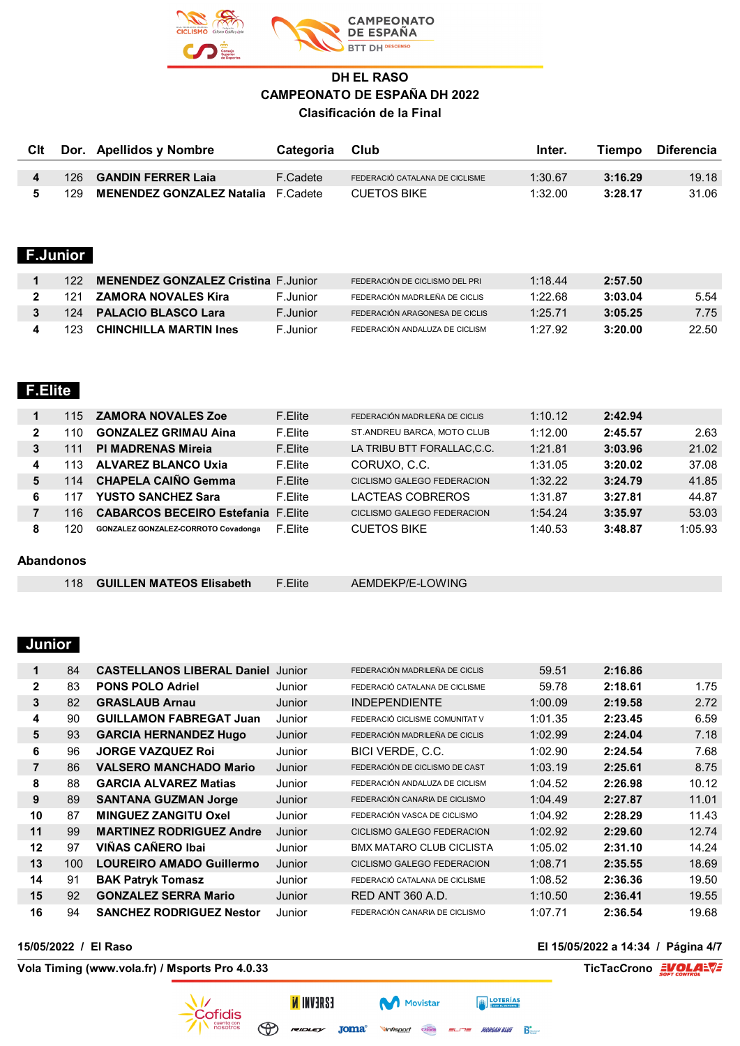**DH EL RASO**

**CAMPEONATO DE ESPAÑA DH 2022**

**Clasificación de la Final**

| Clt | Dor. | Apellidos y Nombre | Categoria | Club | Inter. | Tiempo | Diferencia |
|---|---|---|---|---|---|---|---|
| 4 | 126 | **GANDIN FERRER Laia** | F.Cadete | FEDERACIÓ CATALANA DE CICLISME | 1:30.67 | **3:16.29** | 19.18 |
| 5 | 129 | **MENENDEZ GONZALEZ Natalia** | F.Cadete | CUETOS BIKE | 1:32.00 | **3:28.17** | 31.06 |

## F.Junior

| Clt | Dor. | Apellidos y Nombre | Categoria | Club | Inter. | Tiempo | Diferencia |
|---|---|---|---|---|---|---|---|
| 1 | 122 | **MENENDEZ GONZALEZ Cristina** | F.Junior | FEDERACIÓN DE CICLISMO DEL PRI | 1:18.44 | **2:57.50** | |
| 2 | 121 | **ZAMORA NOVALES Kira** | F.Junior | FEDERACIÓN MADRILEÑA DE CICLIS | 1:22.68 | **3:03.04** | 5.54 |
| 3 | 124 | **PALACIO BLASCO Lara** | F.Junior | FEDERACIÓN ARAGONESA DE CICLIS | 1:25.71 | **3:05.25** | 7.75 |
| 4 | 123 | **CHINCHILLA MARTIN Ines** | F.Junior | FEDERACIÓN ANDALUZA DE CICLISM | 1:27.92 | **3:20.00** | 22.50 |

## F.Elite

| Clt | Dor. | Apellidos y Nombre | Categoria | Club | Inter. | Tiempo | Diferencia |
|---|---|---|---|---|---|---|---|
| 1 | 115 | **ZAMORA NOVALES Zoe** | F.Elite | FEDERACIÓN MADRILEÑA DE CICLIS | 1:10.12 | **2:42.94** | |
| 2 | 110 | **GONZALEZ GRIMAU Aina** | F.Elite | ST.ANDREU BARCA, MOTO CLUB | 1:12.00 | **2:45.57** | 2.63 |
| 3 | 111 | **PI MADRENAS Mireia** | F.Elite | LA TRIBU BTT FORALLAC,C.C. | 1:21.81 | **3:03.96** | 21.02 |
| 4 | 113 | **ALVAREZ BLANCO Uxia** | F.Elite | CORUXO, C.C. | 1:31.05 | **3:20.02** | 37.08 |
| 5 | 114 | **CHAPELA CAIÑO Gemma** | F.Elite | CICLISMO GALEGO FEDERACION | 1:32.22 | **3:24.79** | 41.85 |
| 6 | 117 | **YUSTO SANCHEZ Sara** | F.Elite | LACTEAS COBREROS | 1:31.87 | **3:27.81** | 44.87 |
| 7 | 116 | **CABARCOS BECEIRO Estefania** | F.Elite | CICLISMO GALEGO FEDERACION | 1:54.24 | **3:35.97** | 53.03 |
| 8 | 120 | **GONZALEZ GONZALEZ-CORROTO Covadonga** | F.Elite | CUETOS BIKE | 1:40.53 | **3:48.87** | 1:05.93 |

**Abandonos**

| Clt | Dor. | Apellidos y Nombre | Categoria | Club | Inter. | Tiempo | Diferencia |
|---|---|---|---|---|---|---|---|
| | 118 | **GUILLEN MATEOS Elisabeth** | F.Elite | AEMDEKP/E-LOWING | | | |

## Junior

| Clt | Dor. | Apellidos y Nombre | Categoria | Club | Inter. | Tiempo | Diferencia |
|---|---|---|---|---|---|---|---|
| 1 | 84 | **CASTELLANOS LIBERAL Daniel** | Junior | FEDERACIÓN MADRILEÑA DE CICLIS | 59.51 | **2:16.86** | |
| 2 | 83 | **PONS POLO Adriel** | Junior | FEDERACIÓ CATALANA DE CICLISME | 59.78 | **2:18.61** | 1.75 |
| 3 | 82 | **GRASLAUB Arnau** | Junior | INDEPENDIENTE | 1:00.09 | **2:19.58** | 2.72 |
| 4 | 90 | **GUILLAMON FABREGAT Juan** | Junior | FEDERACIÓ CICLISME COMUNITAT V | 1:01.35 | **2:23.45** | 6.59 |
| 5 | 93 | **GARCIA HERNANDEZ Hugo** | Junior | FEDERACIÓN MADRILEÑA DE CICLIS | 1:02.99 | **2:24.04** | 7.18 |
| 6 | 96 | **JORGE VAZQUEZ Roi** | Junior | BICI VERDE, C.C. | 1:02.90 | **2:24.54** | 7.68 |
| 7 | 86 | **VALSERO MANCHADO Mario** | Junior | FEDERACIÓN DE CICLISMO DE CAST | 1:03.19 | **2:25.61** | 8.75 |
| 8 | 88 | **GARCIA ALVAREZ Matias** | Junior | FEDERACIÓN ANDALUZA DE CICLISM | 1:04.52 | **2:26.98** | 10.12 |
| 9 | 89 | **SANTANA GUZMAN Jorge** | Junior | FEDERACIÓN CANARIA DE CICLISMO | 1:04.49 | **2:27.87** | 11.01 |
| 10 | 87 | **MINGUEZ ZANGITU Oxel** | Junior | FEDERACIÓN VASCA DE CICLISMO | 1:04.92 | **2:28.29** | 11.43 |
| 11 | 99 | **MARTINEZ RODRIGUEZ Andre** | Junior | CICLISMO GALEGO FEDERACION | 1:02.92 | **2:29.60** | 12.74 |
| 12 | 97 | **VIÑAS CAÑERO Ibai** | Junior | BMX MATARO CLUB CICLISTA | 1:05.02 | **2:31.10** | 14.24 |
| 13 | 100 | **LOUREIRO AMADO Guillermo** | Junior | CICLISMO GALEGO FEDERACION | 1:08.71 | **2:35.55** | 18.69 |
| 14 | 91 | **BAK Patryk Tomasz** | Junior | FEDERACIÓ CATALANA DE CICLISME | 1:08.52 | **2:36.36** | 19.50 |
| 15 | 92 | **GONZALEZ SERRA Mario** | Junior | RED ANT 360 A.D. | 1:10.50 | **2:36.41** | 19.55 |
| 16 | 94 | **SANCHEZ RODRIGUEZ Nestor** | Junior | FEDERACIÓN CANARIA DE CICLISMO | 1:07.71 | **2:36.54** | 19.68 |

**15/05/2022 / El Raso** — **El 15/05/2022 a 14:34**

**Vola Timing (www.vola.fr) / Msports Pro 4.0.33** — **TicTacCrono**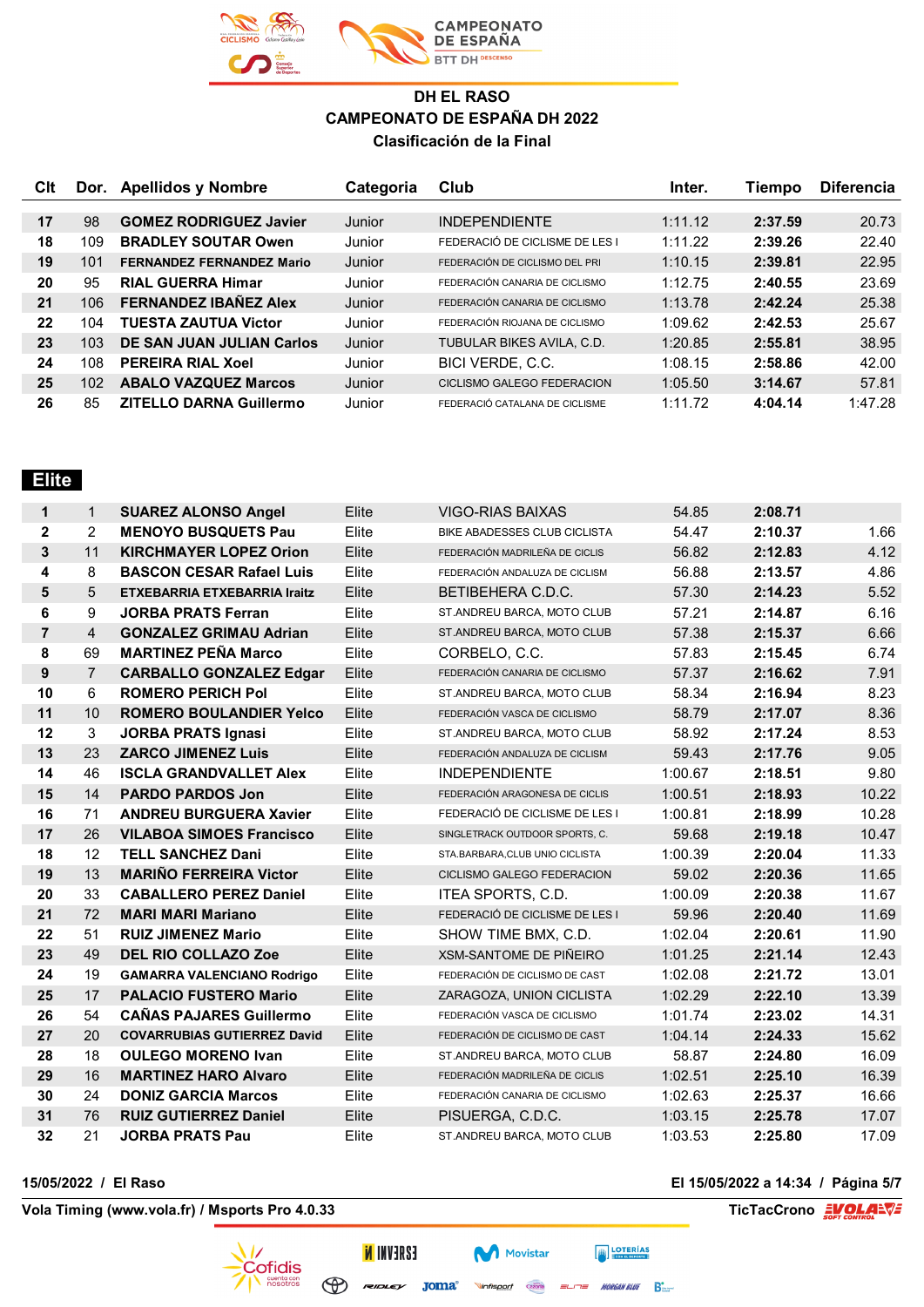# DH EL RASO
## CAMPEONATO DE ESPAÑA DH 2022
### Clasificación de la Final

| Clt | Dor. | Apellidos y Nombre | Categoria | Club | Inter. | Tiempo | Diferencia |
|---|---|---|---|---|---|---|---|
| **17** | 98 | **GOMEZ RODRIGUEZ Javier** | Junior | INDEPENDIENTE | 1:11.12 | **2:37.59** | 20.73 |
| **18** | 109 | **BRADLEY SOUTAR Owen** | Junior | FEDERACIÓ DE CICLISME DE LES I | 1:11.22 | **2:39.26** | 22.40 |
| **19** | 101 | **FERNANDEZ FERNANDEZ Mario** | Junior | FEDERACIÓN DE CICLISMO DEL PRI | 1:10.15 | **2:39.81** | 22.95 |
| **20** | 95 | **RIAL GUERRA Himar** | Junior | FEDERACIÓN CANARIA DE CICLISMO | 1:12.75 | **2:40.55** | 23.69 |
| **21** | 106 | **FERNANDEZ IBAÑEZ Alex** | Junior | FEDERACIÓN CANARIA DE CICLISMO | 1:13.78 | **2:42.24** | 25.38 |
| **22** | 104 | **TUESTA ZAUTUA Victor** | Junior | FEDERACIÓN RIOJANA DE CICLISMO | 1:09.62 | **2:42.53** | 25.67 |
| **23** | 103 | **DE SAN JUAN JULIAN Carlos** | Junior | TUBULAR BIKES AVILA, C.D. | 1:20.85 | **2:55.81** | 38.95 |
| **24** | 108 | **PEREIRA RIAL Xoel** | Junior | BICI VERDE, C.C. | 1:08.15 | **2:58.86** | 42.00 |
| **25** | 102 | **ABALO VAZQUEZ Marcos** | Junior | CICLISMO GALEGO FEDERACION | 1:05.50 | **3:14.67** | 57.81 |
| **26** | 85 | **ZITELLO DARNA Guillermo** | Junior | FEDERACIÓ CATALANA DE CICLISME | 1:11.72 | **4:04.14** | 1:47.28 |

## Elite

| Clt | Dor. | Apellidos y Nombre | Categoria | Club | Inter. | Tiempo | Diferencia |
|---|---|---|---|---|---|---|---|
| **1** | 1 | **SUAREZ ALONSO Angel** | Elite | VIGO-RIAS BAIXAS | 54.85 | **2:08.71** | |
| **2** | 2 | **MENOYO BUSQUETS Pau** | Elite | BIKE ABADESSES CLUB CICLISTA | 54.47 | **2:10.37** | 1.66 |
| **3** | 11 | **KIRCHMAYER LOPEZ Orion** | Elite | FEDERACIÓN MADRILEÑA DE CICLIS | 56.82 | **2:12.83** | 4.12 |
| **4** | 8 | **BASCON CESAR Rafael Luis** | Elite | FEDERACIÓN ANDALUZA DE CICLISM | 56.88 | **2:13.57** | 4.86 |
| **5** | 5 | **ETXEBARRIA ETXEBARRIA Iraitz** | Elite | BETIBEHERA C.D.C. | 57.30 | **2:14.23** | 5.52 |
| **6** | 9 | **JORBA PRATS Ferran** | Elite | ST.ANDREU BARCA, MOTO CLUB | 57.21 | **2:14.87** | 6.16 |
| **7** | 4 | **GONZALEZ GRIMAU Adrian** | Elite | ST.ANDREU BARCA, MOTO CLUB | 57.38 | **2:15.37** | 6.66 |
| **8** | 69 | **MARTINEZ PEÑA Marco** | Elite | CORBELO, C.C. | 57.83 | **2:15.45** | 6.74 |
| **9** | 7 | **CARBALLO GONZALEZ Edgar** | Elite | FEDERACIÓN CANARIA DE CICLISMO | 57.37 | **2:16.62** | 7.91 |
| **10** | 6 | **ROMERO PERICH Pol** | Elite | ST.ANDREU BARCA, MOTO CLUB | 58.34 | **2:16.94** | 8.23 |
| **11** | 10 | **ROMERO BOULANDIER Yelco** | Elite | FEDERACIÓN VASCA DE CICLISMO | 58.79 | **2:17.07** | 8.36 |
| **12** | 3 | **JORBA PRATS Ignasi** | Elite | ST.ANDREU BARCA, MOTO CLUB | 58.92 | **2:17.24** | 8.53 |
| **13** | 23 | **ZARCO JIMENEZ Luis** | Elite | FEDERACIÓN ANDALUZA DE CICLISM | 59.43 | **2:17.76** | 9.05 |
| **14** | 46 | **ISCLA GRANDVALLET Alex** | Elite | INDEPENDIENTE | 1:00.67 | **2:18.51** | 9.80 |
| **15** | 14 | **PARDO PARDOS Jon** | Elite | FEDERACIÓN ARAGONESA DE CICLIS | 1:00.51 | **2:18.93** | 10.22 |
| **16** | 71 | **ANDREU BURGUERA Xavier** | Elite | FEDERACIÓ DE CICLISME DE LES I | 1:00.81 | **2:18.99** | 10.28 |
| **17** | 26 | **VILABOA SIMOES Francisco** | Elite | SINGLETRACK OUTDOOR SPORTS, C. | 59.68 | **2:19.18** | 10.47 |
| **18** | 12 | **TELL SANCHEZ Dani** | Elite | STA.BARBARA,CLUB UNIO CICLISTA | 1:00.39 | **2:20.04** | 11.33 |
| **19** | 13 | **MARIÑO FERREIRA Victor** | Elite | CICLISMO GALEGO FEDERACION | 59.02 | **2:20.36** | 11.65 |
| **20** | 33 | **CABALLERO PEREZ Daniel** | Elite | ITEA SPORTS, C.D. | 1:00.09 | **2:20.38** | 11.67 |
| **21** | 72 | **MARI MARI Mariano** | Elite | FEDERACIÓ DE CICLISME DE LES I | 59.96 | **2:20.40** | 11.69 |
| **22** | 51 | **RUIZ JIMENEZ Mario** | Elite | SHOW TIME BMX, C.D. | 1:02.04 | **2:20.61** | 11.90 |
| **23** | 49 | **DEL RIO COLLAZO Zoe** | Elite | XSM-SANTOME DE PIÑEIRO | 1:01.25 | **2:21.14** | 12.43 |
| **24** | 19 | **GAMARRA VALENCIANO Rodrigo** | Elite | FEDERACIÓN DE CICLISMO DE CAST | 1:02.08 | **2:21.72** | 13.01 |
| **25** | 17 | **PALACIO FUSTERO Mario** | Elite | ZARAGOZA, UNION CICLISTA | 1:02.29 | **2:22.10** | 13.39 |
| **26** | 54 | **CAÑAS PAJARES Guillermo** | Elite | FEDERACIÓN VASCA DE CICLISMO | 1:01.74 | **2:23.02** | 14.31 |
| **27** | 20 | **COVARRUBIAS GUTIERREZ David** | Elite | FEDERACIÓN DE CICLISMO DE CAST | 1:04.14 | **2:24.33** | 15.62 |
| **28** | 18 | **OULEGO MORENO Ivan** | Elite | ST.ANDREU BARCA, MOTO CLUB | 58.87 | **2:24.80** | 16.09 |
| **29** | 16 | **MARTINEZ HARO Alvaro** | Elite | FEDERACIÓN MADRILEÑA DE CICLIS | 1:02.51 | **2:25.10** | 16.39 |
| **30** | 24 | **DONIZ GARCIA Marcos** | Elite | FEDERACIÓN CANARIA DE CICLISMO | 1:02.63 | **2:25.37** | 16.66 |
| **31** | 76 | **RUIZ GUTIERREZ Daniel** | Elite | PISUERGA, C.D.C. | 1:03.15 | **2:25.78** | 17.07 |
| **32** | 21 | **JORBA PRATS Pau** | Elite | ST.ANDREU BARCA, MOTO CLUB | 1:03.53 | **2:25.80** | 17.09 |

**15/05/2022 / El Raso** — **El 15/05/2022 a 14:34 / Página 5/7**

**Vola Timing (www.vola.fr) / Msports Pro 4.0.33** — **TicTacCrono**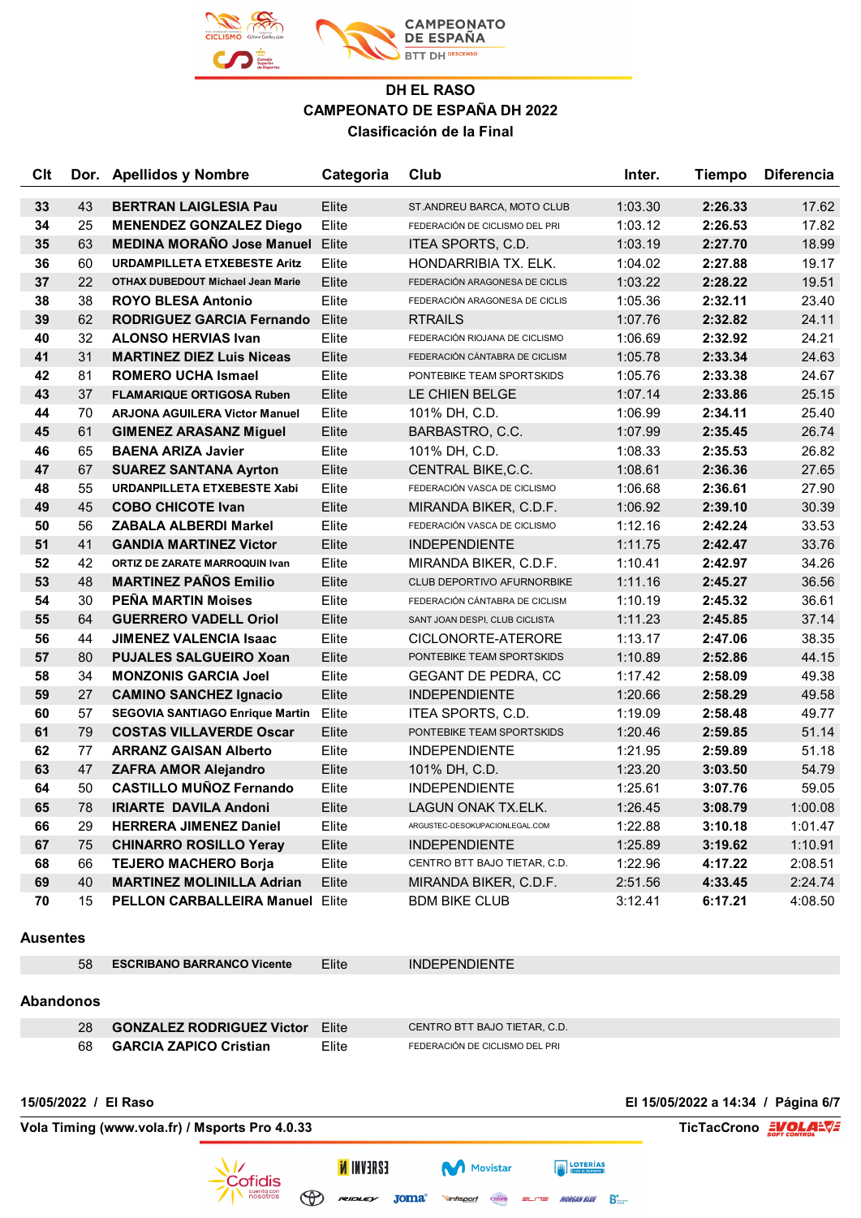# DH EL RASO
## CAMPEONATO DE ESPAÑA DH 2022
### Clasificación de la Final

| Clt | Dor. | Apellidos y Nombre | Categoria | Club | Inter. | Tiempo | Diferencia |
|---|---|---|---|---|---|---|---|
| 33 | 43 | **BERTRAN LAIGLESIA Pau** | Elite | ST.ANDREU BARCA, MOTO CLUB | 1:03.30 | **2:26.33** | 17.62 |
| 34 | 25 | **MENENDEZ GONZALEZ Diego** | Elite | FEDERACIÓN DE CICLISMO DEL PRI | 1:03.12 | **2:26.53** | 17.82 |
| 35 | 63 | **MEDINA MORAÑO Jose Manuel** | Elite | ITEA SPORTS, C.D. | 1:03.19 | **2:27.70** | 18.99 |
| 36 | 60 | **URDAMPILLETA ETXEBESTE Aritz** | Elite | HONDARRIBIA TX. ELK. | 1:04.02 | **2:27.88** | 19.17 |
| 37 | 22 | **OTHAX DUBEDOUT Michael Jean Marie** | Elite | FEDERACIÓN ARAGONESA DE CICLIS | 1:03.22 | **2:28.22** | 19.51 |
| 38 | 38 | **ROYO BLESA Antonio** | Elite | FEDERACIÓN ARAGONESA DE CICLIS | 1:05.36 | **2:32.11** | 23.40 |
| 39 | 62 | **RODRIGUEZ GARCIA Fernando** | Elite | RTRAILS | 1:07.76 | **2:32.82** | 24.11 |
| 40 | 32 | **ALONSO HERVIAS Ivan** | Elite | FEDERACIÓN RIOJANA DE CICLISMO | 1:06.69 | **2:32.92** | 24.21 |
| 41 | 31 | **MARTINEZ DIEZ Luis Niceas** | Elite | FEDERACIÓN CÁNTABRA DE CICLISM | 1:05.78 | **2:33.34** | 24.63 |
| 42 | 81 | **ROMERO UCHA Ismael** | Elite | PONTEBIKE TEAM SPORTSKIDS | 1:05.76 | **2:33.38** | 24.67 |
| 43 | 37 | **FLAMARIQUE ORTIGOSA Ruben** | Elite | LE CHIEN BELGE | 1:07.14 | **2:33.86** | 25.15 |
| 44 | 70 | **ARJONA AGUILERA Victor Manuel** | Elite | 101% DH, C.D. | 1:06.99 | **2:34.11** | 25.40 |
| 45 | 61 | **GIMENEZ ARASANZ Miguel** | Elite | BARBASTRO, C.C. | 1:07.99 | **2:35.45** | 26.74 |
| 46 | 65 | **BAENA ARIZA Javier** | Elite | 101% DH, C.D. | 1:08.33 | **2:35.53** | 26.82 |
| 47 | 67 | **SUAREZ SANTANA Ayrton** | Elite | CENTRAL BIKE,C.C. | 1:08.61 | **2:36.36** | 27.65 |
| 48 | 55 | **URDANPILLETA ETXEBESTE Xabi** | Elite | FEDERACIÓN VASCA DE CICLISMO | 1:06.68 | **2:36.61** | 27.90 |
| 49 | 45 | **COBO CHICOTE Ivan** | Elite | MIRANDA BIKER, C.D.F. | 1:06.92 | **2:39.10** | 30.39 |
| 50 | 56 | **ZABALA ALBERDI Markel** | Elite | FEDERACIÓN VASCA DE CICLISMO | 1:12.16 | **2:42.24** | 33.53 |
| 51 | 41 | **GANDIA MARTINEZ Victor** | Elite | INDEPENDIENTE | 1:11.75 | **2:42.47** | 33.76 |
| 52 | 42 | **ORTIZ DE ZARATE MARROQUIN Ivan** | Elite | MIRANDA BIKER, C.D.F. | 1:10.41 | **2:42.97** | 34.26 |
| 53 | 48 | **MARTINEZ PAÑOS Emilio** | Elite | CLUB DEPORTIVO AFURNORBIKE | 1:11.16 | **2:45.27** | 36.56 |
| 54 | 30 | **PEÑA MARTIN Moises** | Elite | FEDERACIÓN CÁNTABRA DE CICLISM | 1:10.19 | **2:45.32** | 36.61 |
| 55 | 64 | **GUERRERO VADELL Oriol** | Elite | SANT JOAN DESPI, CLUB CICLISTA | 1:11.23 | **2:45.85** | 37.14 |
| 56 | 44 | **JIMENEZ VALENCIA Isaac** | Elite | CICLONORTE-ATERORE | 1:13.17 | **2:47.06** | 38.35 |
| 57 | 80 | **PUJALES SALGUEIRO Xoan** | Elite | PONTEBIKE TEAM SPORTSKIDS | 1:10.89 | **2:52.86** | 44.15 |
| 58 | 34 | **MONZONIS GARCIA Joel** | Elite | GEGANT DE PEDRA, CC | 1:17.42 | **2:58.09** | 49.38 |
| 59 | 27 | **CAMINO SANCHEZ Ignacio** | Elite | INDEPENDIENTE | 1:20.66 | **2:58.29** | 49.58 |
| 60 | 57 | **SEGOVIA SANTIAGO Enrique Martin** | Elite | ITEA SPORTS, C.D. | 1:19.09 | **2:58.48** | 49.77 |
| 61 | 79 | **COSTAS VILLAVERDE Oscar** | Elite | PONTEBIKE TEAM SPORTSKIDS | 1:20.46 | **2:59.85** | 51.14 |
| 62 | 77 | **ARRANZ GAISAN Alberto** | Elite | INDEPENDIENTE | 1:21.95 | **2:59.89** | 51.18 |
| 63 | 47 | **ZAFRA AMOR Alejandro** | Elite | 101% DH, C.D. | 1:23.20 | **3:03.50** | 54.79 |
| 64 | 50 | **CASTILLO MUÑOZ Fernando** | Elite | INDEPENDIENTE | 1:25.61 | **3:07.76** | 59.05 |
| 65 | 78 | **IRIARTE DAVILA Andoni** | Elite | LAGUN ONAK TX.ELK. | 1:26.45 | **3:08.79** | 1:00.08 |
| 66 | 29 | **HERRERA JIMENEZ Daniel** | Elite | ARGUSTEC-DESOKUPACIONLEGAL.COM | 1:22.88 | **3:10.18** | 1:01.47 |
| 67 | 75 | **CHINARRO ROSILLO Yeray** | Elite | INDEPENDIENTE | 1:25.89 | **3:19.62** | 1:10.91 |
| 68 | 66 | **TEJERO MACHERO Borja** | Elite | CENTRO BTT BAJO TIETAR, C.D. | 1:22.96 | **4:17.22** | 2:08.51 |
| 69 | 40 | **MARTINEZ MOLINILLA Adrian** | Elite | MIRANDA BIKER, C.D.F. | 2:51.56 | **4:33.45** | 2:24.74 |
| 70 | 15 | **PELLON CARBALLEIRA Manuel** | Elite | BDM BIKE CLUB | 3:12.41 | **6:17.21** | 4:08.50 |

## Ausentes

| Dor. | Apellidos y Nombre | Categoria | Club |
|---|---|---|---|
| 58 | **ESCRIBANO BARRANCO Vicente** | Elite | INDEPENDIENTE |

## Abandonos

| Dor. | Apellidos y Nombre | Categoria | Club |
|---|---|---|---|
| 28 | **GONZALEZ RODRIGUEZ Victor** | Elite | CENTRO BTT BAJO TIETAR, C.D. |
| 68 | **GARCIA ZAPICO Cristian** | Elite | FEDERACIÓN DE CICLISMO DEL PRI |

**15/05/2022 / El Raso** — **El 15/05/2022 a 14:34**

**Vola Timing (www.vola.fr) / Msports Pro 4.0.33** — **TicTacCrono**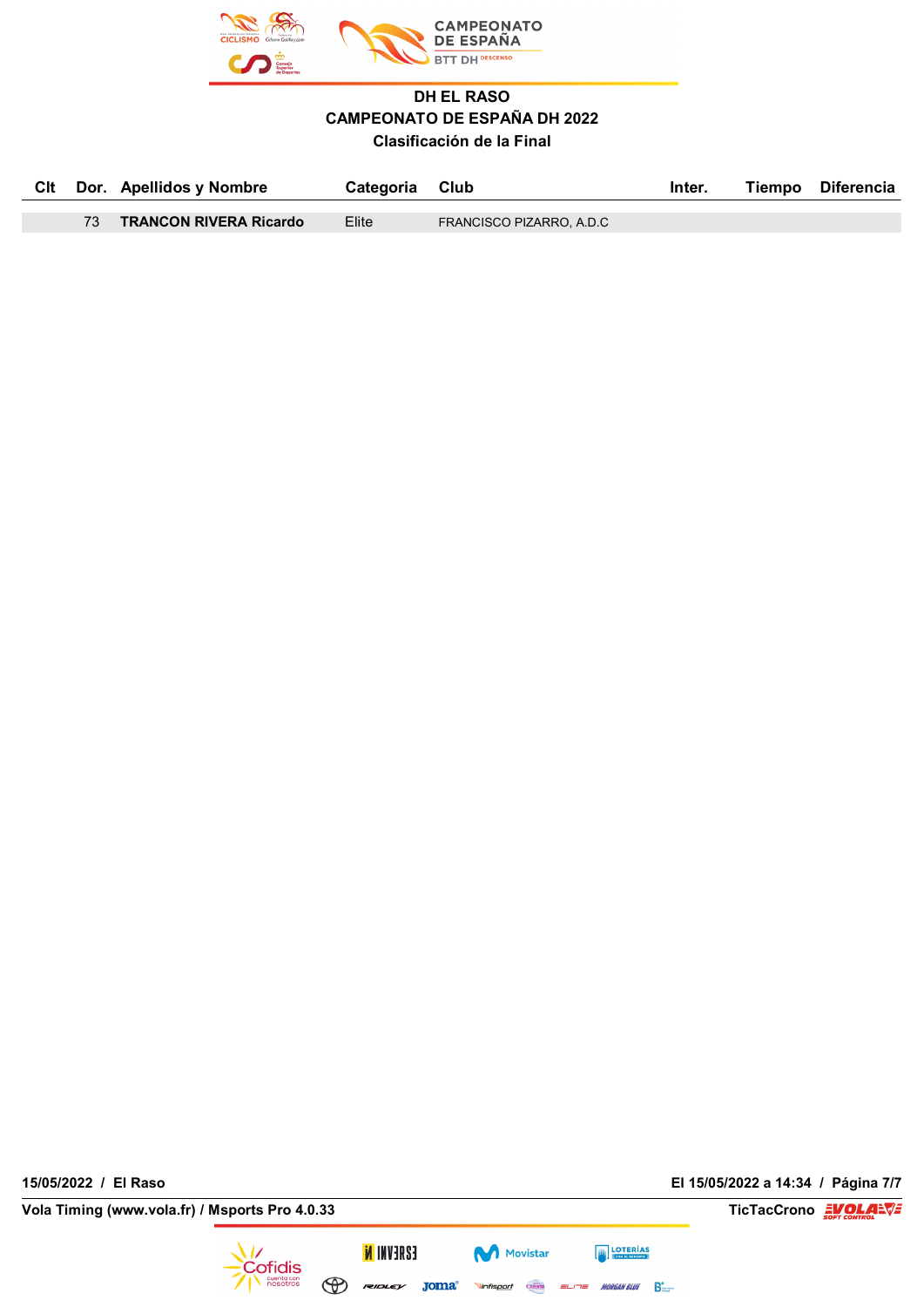### DH EL RASO
### CAMPEONATO DE ESPAÑA DH 2022
### Clasificación de la Final

| Clt | Dor. | Apellidos y Nombre | Categoria | Club | Inter. | Tiempo | Diferencia |
|---|---|---|---|---|---|---|---|
| | 73 | **TRANCON RIVERA Ricardo** | Elite | FRANCISCO PIZARRO, A.D.C | | | |

15/05/2022 / El Raso

El 15/05/2022 a 14:34

Vola Timing (www.vola.fr) / Msports Pro 4.0.33

TicTacCrono